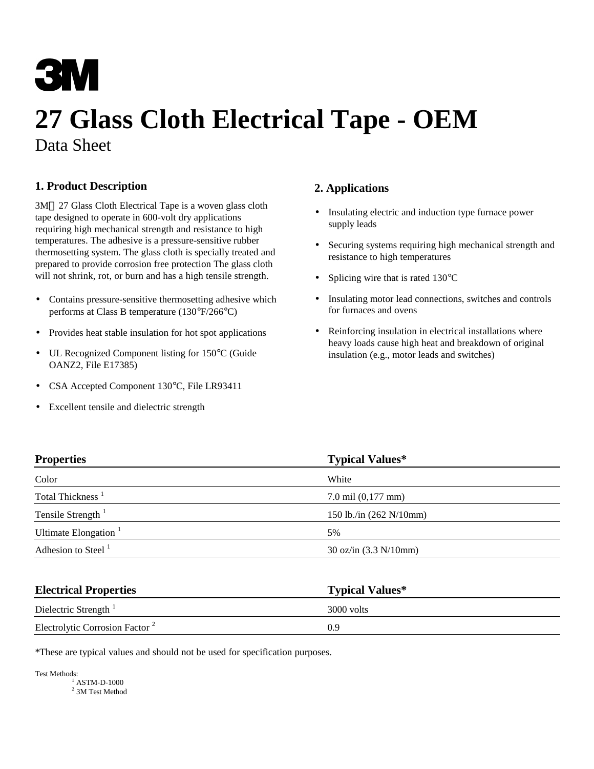3M

# 27 Glass Cloth Electrical Tape - OEM

Data Sheet

## 1. Product Description

3M 27 Glass Cloth Electrical Tape is a woven glass cloth tape designed to operate in 600-volt dry applications requiring high mechanical strength and resistance to high temperatures. The adhesive is a pressure-sensitive rubber thermosetting system. The glass cloth is specially treated and prepared to provide corrosion free protection The glass cloth will not shrink, rot, or burn and has a high tensile strength.

- Contains pressure-sensitive thermosetting adhesive which performs at Class B temperature (130°F/266°C)
- Provides heat stable insulation for hot spot applications
- UL Recognized Component listing for 150°C (Guide OANZ2, File E17385)
- CSA Accepted Component 130°C, File LR93411
- Excellent tensile and dielectric strength

## 2. Applications

- Insulating electric and induction type furnace power supply leads
- Securing systems requiring high mechanical strength and resistance to high temperatures
- Splicing wire that is rated 130°C
- Insulating motor lead connections, switches and controls for furnaces and ovens
- Reinforcing insulation in electrical installations where heavy loads cause high heat and breakdown of original insulation (e.g., motor leads and switches)

| Properties | Typical Values* |
|---|---|
| Color | White |
| Total Thickness [1] | 7.0 mil (0,177 mm) |
| Tensile Strength [1] | 150 lb./in (262 N/10mm) |
| Ultimate Elongation [1] | 5% |
| Adhesion to Steel [1] | 30 oz/in (3.3 N/10mm) |

| Electrical Properties | Typical Values* |
|---|---|
| Dielectric Strength [1] | 3000 volts |
| Electrolytic Corrosion Factor [2] | 0.9 |

*These are typical values and should not be used for specification purposes.

Test Methods:
[1] ASTM-D-1000
[2] 3M Test Method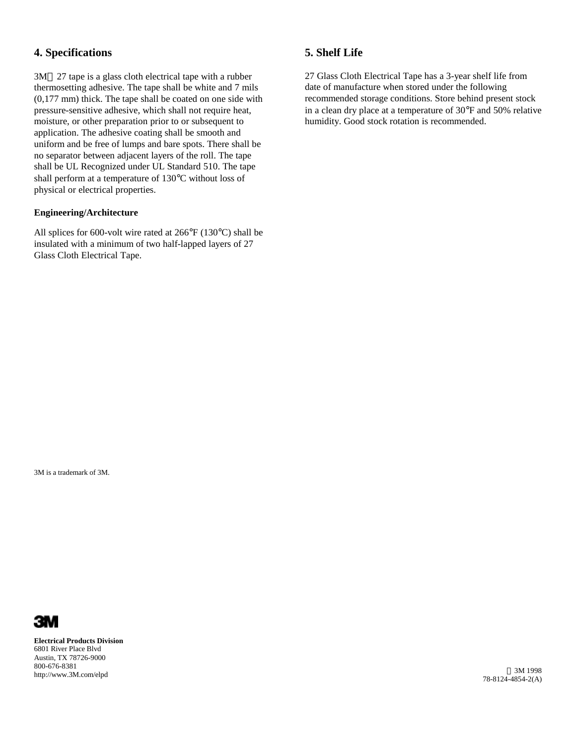## 4. Specifications

3M 27 tape is a glass cloth electrical tape with a rubber thermosetting adhesive. The tape shall be white and 7 mils (0,177 mm) thick. The tape shall be coated on one side with pressure-sensitive adhesive, which shall not require heat, moisture, or other preparation prior to or subsequent to application. The adhesive coating shall be smooth and uniform and be free of lumps and bare spots. There shall be no separator between adjacent layers of the roll. The tape shall be UL Recognized under UL Standard 510. The tape shall perform at a temperature of 130°C without loss of physical or electrical properties.

### Engineering/Architecture

All splices for 600-volt wire rated at 266°F (130°C) shall be insulated with a minimum of two half-lapped layers of 27 Glass Cloth Electrical Tape.

## 5. Shelf Life

27 Glass Cloth Electrical Tape has a 3-year shelf life from date of manufacture when stored under the following recommended storage conditions. Store behind present stock in a clean dry place at a temperature of 30°F and 50% relative humidity. Good stock rotation is recommended.

3M is a trademark of 3M.

**Electrical Products Division**
6801 River Place Blvd
Austin, TX 78726-9000
800-676-8381
http://www.3M.com/elpd

© 3M 1998
78-8124-4854-2(A)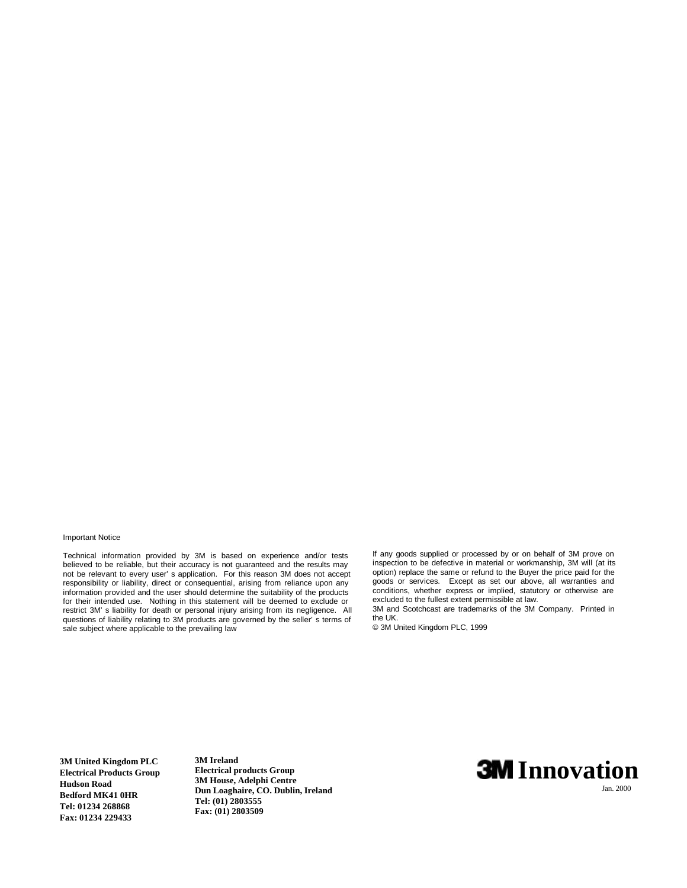Important Notice

Technical information provided by 3M is based on experience and/or tests believed to be reliable, but their accuracy is not guaranteed and the results may not be relevant to every user' s application. For this reason 3M does not accept responsibility or liability, direct or consequential, arising from reliance upon any information provided and the user should determine the suitability of the products for their intended use. Nothing in this statement will be deemed to exclude or restrict 3M' s liability for death or personal injury arising from its negligence. All questions of liability relating to 3M products are governed by the seller' s terms of sale subject where applicable to the prevailing law

If any goods supplied or processed by or on behalf of 3M prove on inspection to be defective in material or workmanship, 3M will (at its option) replace the same or refund to the Buyer the price paid for the goods or services. Except as set our above, all warranties and conditions, whether express or implied, statutory or otherwise are excluded to the fullest extent permissible at law.

3M and Scotchcast are trademarks of the 3M Company. Printed in the UK.

© 3M United Kingdom PLC, 1999

**3M United Kingdom PLC**
**Electrical Products Group**
**Hudson Road**
**Bedford MK41 0HR**
**Tel: 01234 268868**
**Fax: 01234 229433**

**3M Ireland**
**Electrical products Group**
**3M House, Adelphi Centre**
**Dun Loaghaire, CO. Dublin, Ireland**
**Tel: (01) 2803555**
**Fax: (01) 2803509**

**3M Innovation**

Jan. 2000